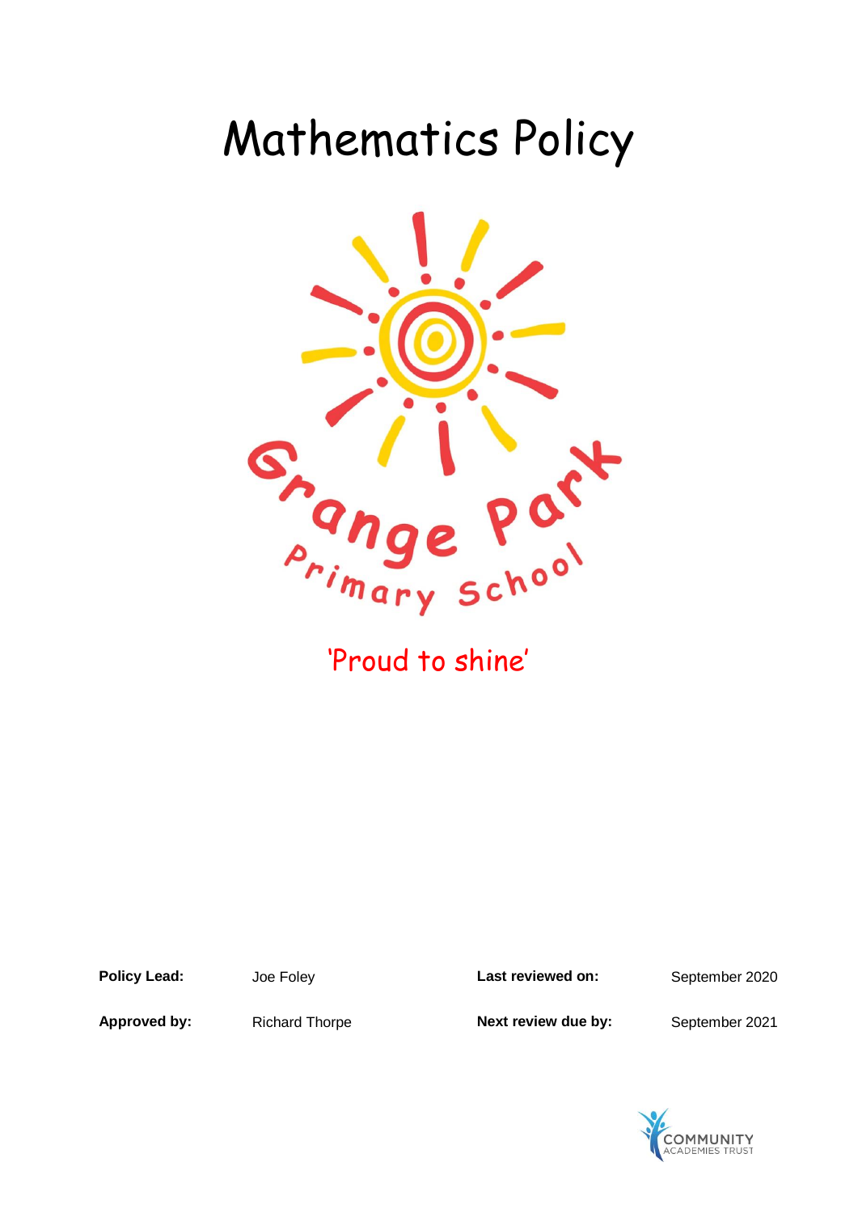# Mathematics Policy

Grange Park Primary School

'Proud to shine'

| | | | |
|---|---|---|---|
| **Policy Lead:** | Joe Foley | **Last reviewed on:** | September 2020 |
| **Approved by:** | Richard Thorpe | **Next review due by:** | September 2021 |

COMMUNITY ACADEMIES TRUST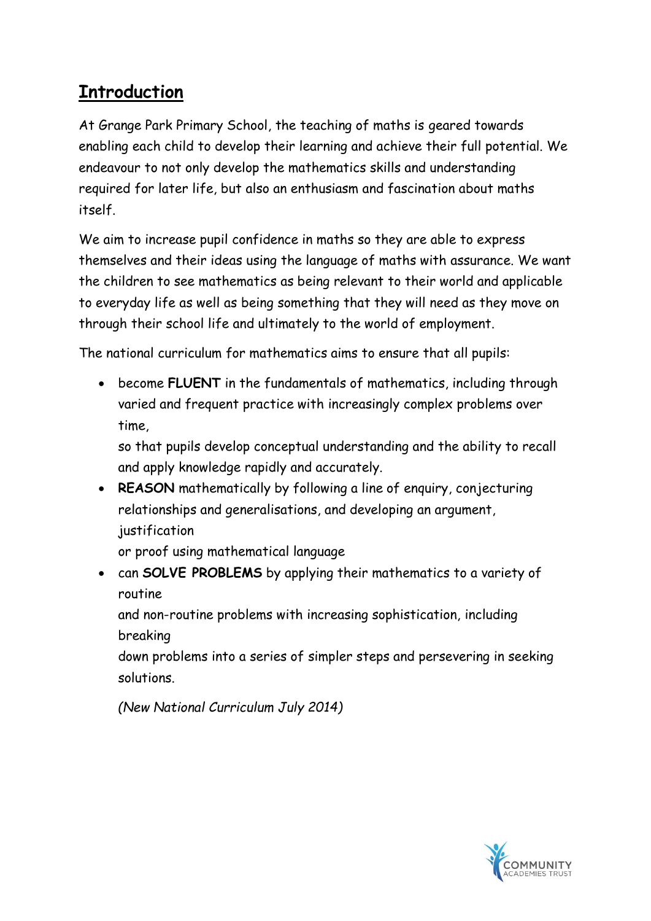## Introduction

At Grange Park Primary School, the teaching of maths is geared towards enabling each child to develop their learning and achieve their full potential. We endeavour to not only develop the mathematics skills and understanding required for later life, but also an enthusiasm and fascination about maths itself.

We aim to increase pupil confidence in maths so they are able to express themselves and their ideas using the language of maths with assurance. We want the children to see mathematics as being relevant to their world and applicable to everyday life as well as being something that they will need as they move on through their school life and ultimately to the world of employment.

The national curriculum for mathematics aims to ensure that all pupils:

- become **FLUENT** in the fundamentals of mathematics, including through varied and frequent practice with increasingly complex problems over time,
  so that pupils develop conceptual understanding and the ability to recall and apply knowledge rapidly and accurately.
- **REASON** mathematically by following a line of enquiry, conjecturing relationships and generalisations, and developing an argument, justification
  or proof using mathematical language
- can **SOLVE PROBLEMS** by applying their mathematics to a variety of routine
  and non-routine problems with increasing sophistication, including breaking
  down problems into a series of simpler steps and persevering in seeking solutions.

*(New National Curriculum July 2014)*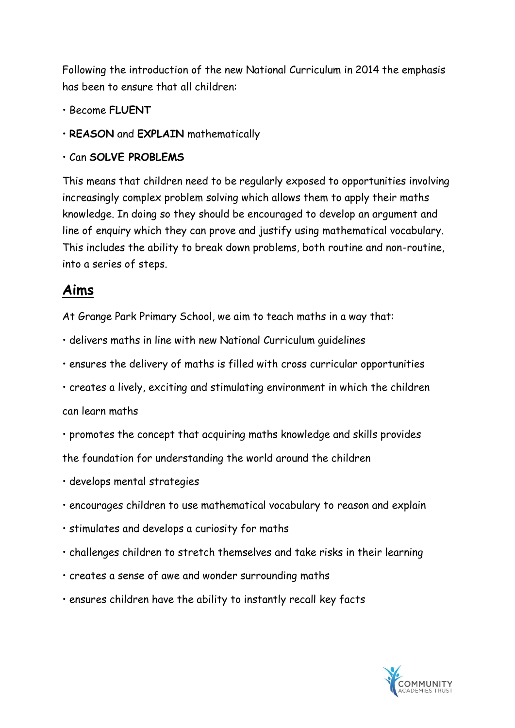Following the introduction of the new National Curriculum in 2014 the emphasis has been to ensure that all children:

- Become **FLUENT**
- **REASON** and **EXPLAIN** mathematically
- Can **SOLVE PROBLEMS**

This means that children need to be regularly exposed to opportunities involving increasingly complex problem solving which allows them to apply their maths knowledge. In doing so they should be encouraged to develop an argument and line of enquiry which they can prove and justify using mathematical vocabulary. This includes the ability to break down problems, both routine and non-routine, into a series of steps.

## Aims

At Grange Park Primary School, we aim to teach maths in a way that:

- delivers maths in line with new National Curriculum guidelines
- ensures the delivery of maths is filled with cross curricular opportunities
- creates a lively, exciting and stimulating environment in which the children can learn maths
- promotes the concept that acquiring maths knowledge and skills provides the foundation for understanding the world around the children
- develops mental strategies
- encourages children to use mathematical vocabulary to reason and explain
- stimulates and develops a curiosity for maths
- challenges children to stretch themselves and take risks in their learning
- creates a sense of awe and wonder surrounding maths
- ensures children have the ability to instantly recall key facts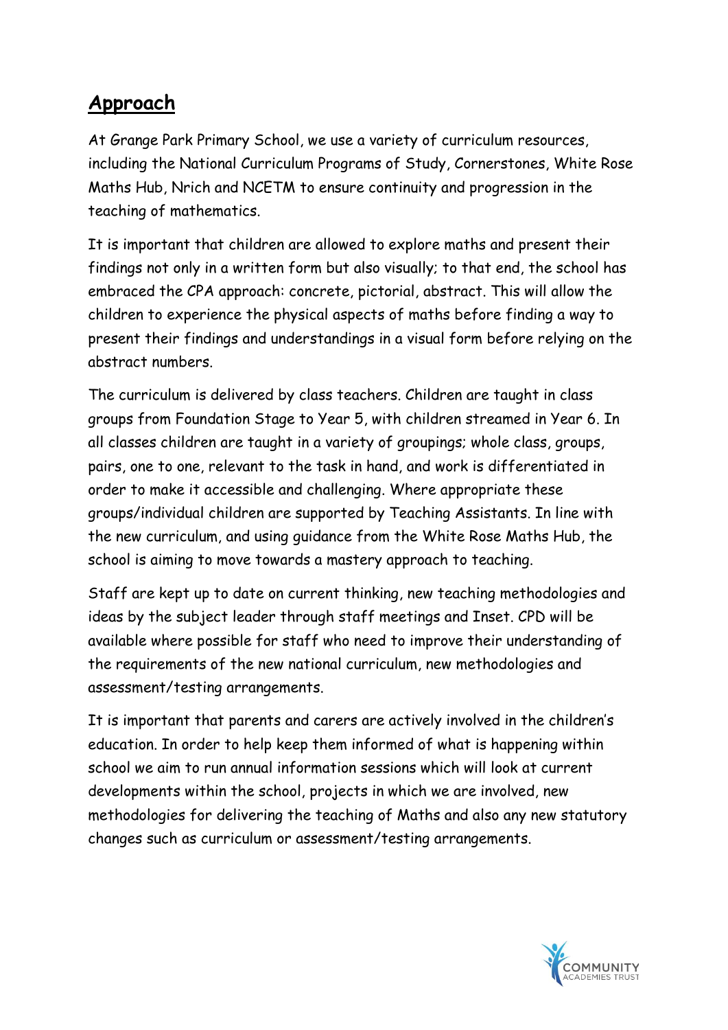## Approach

At Grange Park Primary School, we use a variety of curriculum resources, including the National Curriculum Programs of Study, Cornerstones, White Rose Maths Hub, Nrich and NCETM to ensure continuity and progression in the teaching of mathematics.

It is important that children are allowed to explore maths and present their findings not only in a written form but also visually; to that end, the school has embraced the CPA approach: concrete, pictorial, abstract. This will allow the children to experience the physical aspects of maths before finding a way to present their findings and understandings in a visual form before relying on the abstract numbers.

The curriculum is delivered by class teachers. Children are taught in class groups from Foundation Stage to Year 5, with children streamed in Year 6. In all classes children are taught in a variety of groupings; whole class, groups, pairs, one to one, relevant to the task in hand, and work is differentiated in order to make it accessible and challenging. Where appropriate these groups/individual children are supported by Teaching Assistants. In line with the new curriculum, and using guidance from the White Rose Maths Hub, the school is aiming to move towards a mastery approach to teaching.

Staff are kept up to date on current thinking, new teaching methodologies and ideas by the subject leader through staff meetings and Inset. CPD will be available where possible for staff who need to improve their understanding of the requirements of the new national curriculum, new methodologies and assessment/testing arrangements.

It is important that parents and carers are actively involved in the children's education. In order to help keep them informed of what is happening within school we aim to run annual information sessions which will look at current developments within the school, projects in which we are involved, new methodologies for delivering the teaching of Maths and also any new statutory changes such as curriculum or assessment/testing arrangements.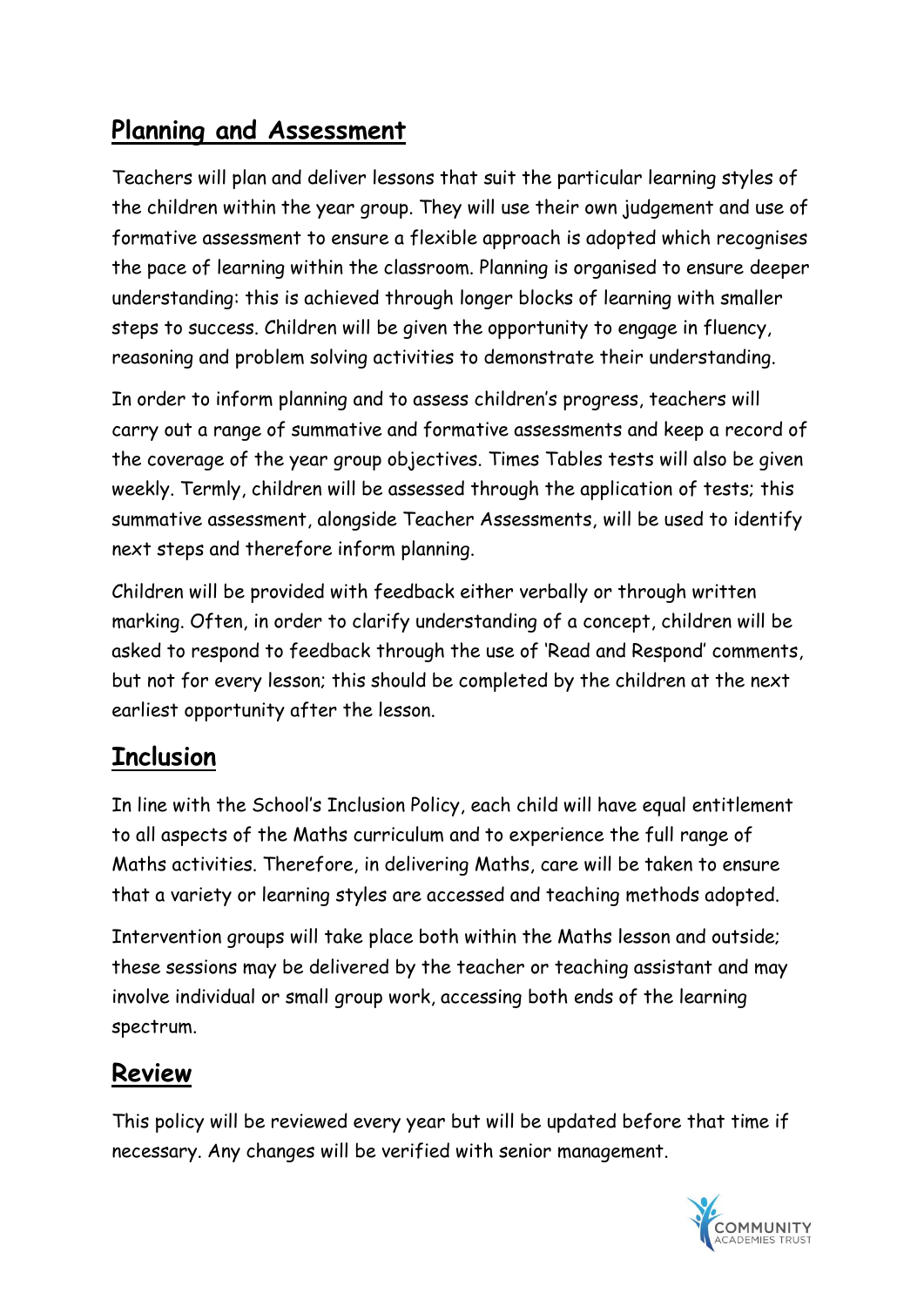## Planning and Assessment

Teachers will plan and deliver lessons that suit the particular learning styles of the children within the year group. They will use their own judgement and use of formative assessment to ensure a flexible approach is adopted which recognises the pace of learning within the classroom. Planning is organised to ensure deeper understanding: this is achieved through longer blocks of learning with smaller steps to success. Children will be given the opportunity to engage in fluency, reasoning and problem solving activities to demonstrate their understanding.

In order to inform planning and to assess children's progress, teachers will carry out a range of summative and formative assessments and keep a record of the coverage of the year group objectives. Times Tables tests will also be given weekly. Termly, children will be assessed through the application of tests; this summative assessment, alongside Teacher Assessments, will be used to identify next steps and therefore inform planning.

Children will be provided with feedback either verbally or through written marking. Often, in order to clarify understanding of a concept, children will be asked to respond to feedback through the use of 'Read and Respond' comments, but not for every lesson; this should be completed by the children at the next earliest opportunity after the lesson.

## Inclusion

In line with the School's Inclusion Policy, each child will have equal entitlement to all aspects of the Maths curriculum and to experience the full range of Maths activities. Therefore, in delivering Maths, care will be taken to ensure that a variety or learning styles are accessed and teaching methods adopted.

Intervention groups will take place both within the Maths lesson and outside; these sessions may be delivered by the teacher or teaching assistant and may involve individual or small group work, accessing both ends of the learning spectrum.

## Review

This policy will be reviewed every year but will be updated before that time if necessary. Any changes will be verified with senior management.